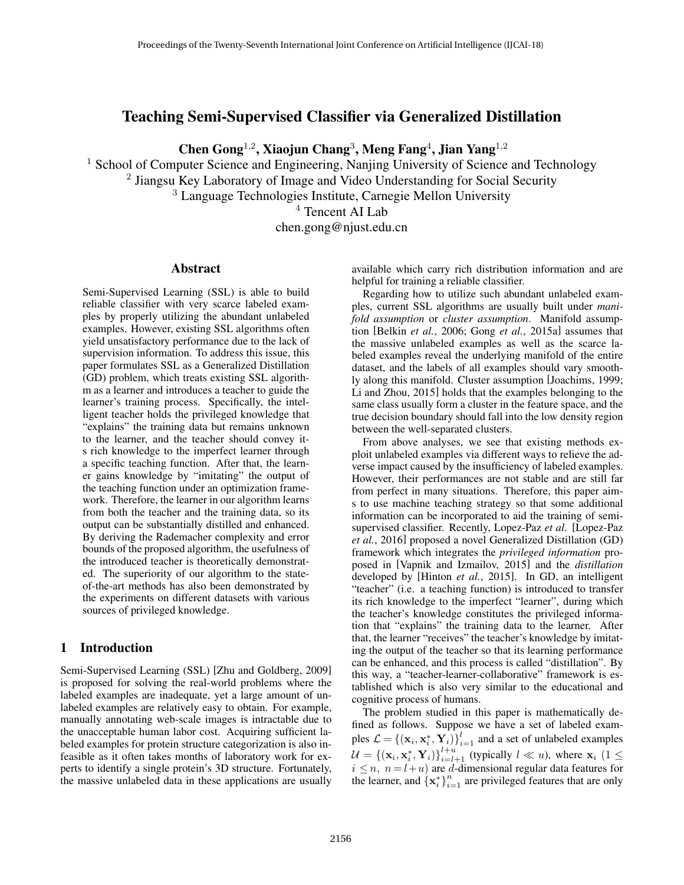# Teaching Semi-Supervised Classifier via Generalized Distillation

**Chen Gong**[1,2], **Xiaojun Chang**[3], **Meng Fang**[4], **Jian Yang**[1,2]

[1] School of Computer Science and Engineering, Nanjing University of Science and Technology
[2] Jiangsu Key Laboratory of Image and Video Understanding for Social Security
[3] Language Technologies Institute, Carnegie Mellon University
[4] Tencent AI Lab
chen.gong@njust.edu.cn

## Abstract

Semi-Supervised Learning (SSL) is able to build reliable classifier with very scarce labeled examples by properly utilizing the abundant unlabeled examples. However, existing SSL algorithms often yield unsatisfactory performance due to the lack of supervision information. To address this issue, this paper formulates SSL as a Generalized Distillation (GD) problem, which treats existing SSL algorithm as a learner and introduces a teacher to guide the learner's training process. Specifically, the intelligent teacher holds the privileged knowledge that "explains" the training data but remains unknown to the learner, and the teacher should convey its rich knowledge to the imperfect learner through a specific teaching function. After that, the learner gains knowledge by "imitating" the output of the teaching function under an optimization framework. Therefore, the learner in our algorithm learns from both the teacher and the training data, so its output can be substantially distilled and enhanced. By deriving the Rademacher complexity and error bounds of the proposed algorithm, the usefulness of the introduced teacher is theoretically demonstrated. The superiority of our algorithm to the state-of-the-art methods has also been demonstrated by the experiments on different datasets with various sources of privileged knowledge.

## 1 Introduction

Semi-Supervised Learning (SSL) [Zhu and Goldberg, 2009] is proposed for solving the real-world problems where the labeled examples are inadequate, yet a large amount of unlabeled examples are relatively easy to obtain. For example, manually annotating web-scale images is intractable due to the unacceptable human labor cost. Acquiring sufficient labeled examples for protein structure categorization is also infeasible as it often takes months of laboratory work for experts to identify a single protein's 3D structure. Fortunately, the massive unlabeled data in these applications are usually available which carry rich distribution information and are helpful for training a reliable classifier.

Regarding how to utilize such abundant unlabeled examples, current SSL algorithms are usually built under *manifold assumption* or *cluster assumption*. Manifold assumption [Belkin *et al.*, 2006; Gong *et al.*, 2015a] assumes that the massive unlabeled examples as well as the scarce labeled examples reveal the underlying manifold of the entire dataset, and the labels of all examples should vary smoothly along this manifold. Cluster assumption [Joachims, 1999; Li and Zhou, 2015] holds that the examples belonging to the same class usually form a cluster in the feature space, and the true decision boundary should fall into the low density region between the well-separated clusters.

From above analyses, we see that existing methods exploit unlabeled examples via different ways to relieve the adverse impact caused by the insufficiency of labeled examples. However, their performances are not stable and are still far from perfect in many situations. Therefore, this paper aims to use machine teaching strategy so that some additional information can be incorporated to aid the training of semi-supervised classifier. Recently, Lopez-Paz *et al.* [Lopez-Paz *et al.*, 2016] proposed a novel Generalized Distillation (GD) framework which integrates the *privileged information* proposed in [Vapnik and Izmailov, 2015] and the *distillation* developed by [Hinton *et al.*, 2015]. In GD, an intelligent "teacher" (i.e. a teaching function) is introduced to transfer its rich knowledge to the imperfect "learner", during which the teacher's knowledge constitutes the privileged information that "explains" the training data to the learner. After that, the learner "receives" the teacher's knowledge by imitating the output of the teacher so that its learning performance can be enhanced, and this process is called "distillation". By this way, a "teacher-learner-collaborative" framework is established which is also very similar to the educational and cognitive process of humans.

The problem studied in this paper is mathematically defined as follows. Suppose we have a set of labeled examples $\mathcal{L} = \{(\mathbf{x}_i, \mathbf{x}_i^*, \mathbf{Y}_i)\}_{i=1}^{l}$ and a set of unlabeled examples $\mathcal{U} = \{(\mathbf{x}_i, \mathbf{x}_i^*, \mathbf{Y}_i)\}_{i=l+1}^{l+u}$ (typically $l \ll u$), where $\mathbf{x}_i$ $(1 \leq i \leq n,\ n = l+u)$ are $d$-dimensional regular data features for the learner, and $\{\mathbf{x}_i^*\}_{i=1}^{n}$ are privileged features that are only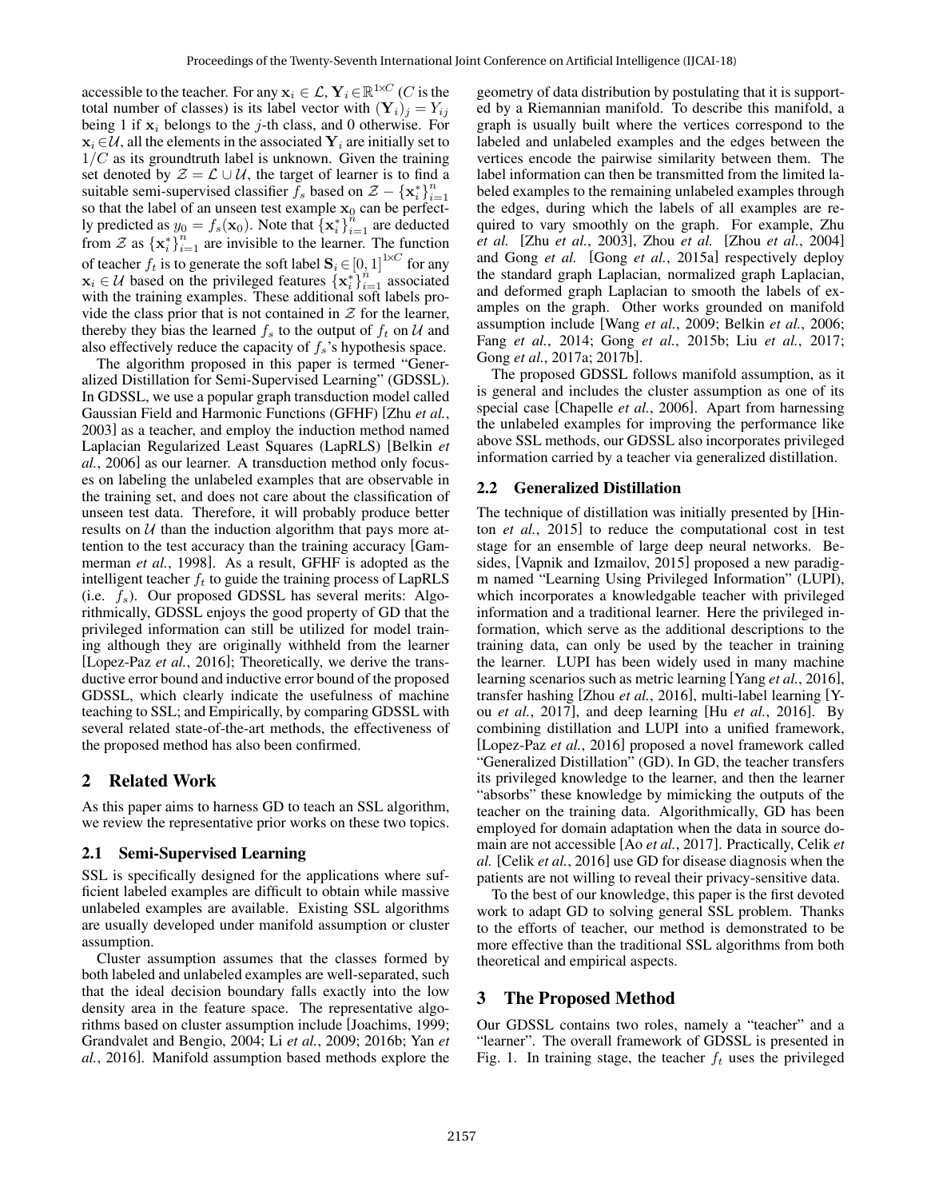accessible to the teacher. For any $\mathbf{x}_i \in \mathcal{L}$, $\mathbf{Y}_i \in \mathbb{R}^{1\times C}$ ($C$ is the total number of classes) is its label vector with $(\mathbf{Y}_i)_j = Y_{ij}$ being 1 if $\mathbf{x}_i$ belongs to the $j$-th class, and 0 otherwise. For $\mathbf{x}_i \in \mathcal{U}$, all the elements in the associated $\mathbf{Y}_i$ are initially set to $1/C$ as its groundtruth label is unknown. Given the training set denoted by $\mathcal{Z} = \mathcal{L} \cup \mathcal{U}$, the target of learner is to find a suitable semi-supervised classifier $f_s$ based on $\mathcal{Z} - \{\mathbf{x}_i^*\}_{i=1}^n$ so that the label of an unseen test example $\mathbf{x}_0$ can be perfectly predicted as $y_0 = f_s(\mathbf{x}_0)$. Note that $\{\mathbf{x}_i^*\}_{i=1}^n$ are deducted from $\mathcal{Z}$ as $\{\mathbf{x}_i^*\}_{i=1}^n$ are invisible to the learner. The function of teacher $f_t$ is to generate the soft label $\mathbf{S}_i \in [0,1]^{1\times C}$ for any $\mathbf{x}_i \in \mathcal{U}$ based on the privileged features $\{\mathbf{x}_i^*\}_{i=1}^n$ associated with the training examples. These additional soft labels provide the class prior that is not contained in $\mathcal{Z}$ for the learner, thereby they bias the learned $f_s$ to the output of $f_t$ on $\mathcal{U}$ and also effectively reduce the capacity of $f_s$'s hypothesis space.

The algorithm proposed in this paper is termed "Generalized Distillation for Semi-Supervised Learning" (GDSSL). In GDSSL, we use a popular graph transduction model called Gaussian Field and Harmonic Functions (GFHF) [Zhu *et al.*, 2003] as a teacher, and employ the induction method named Laplacian Regularized Least Squares (LapRLS) [Belkin *et al.*, 2006] as our learner. A transduction method only focuses on labeling the unlabeled examples that are observable in the training set, and does not care about the classification of unseen test data. Therefore, it will probably produce better results on $\mathcal{U}$ than the induction algorithm that pays more attention to the test accuracy than the training accuracy [Gammerman *et al.*, 1998]. As a result, GFHF is adopted as the intelligent teacher $f_t$ to guide the training process of LapRLS (i.e. $f_s$). Our proposed GDSSL has several merits: Algorithmically, GDSSL enjoys the good property of GD that the privileged information can still be utilized for model training although they are originally withheld from the learner [Lopez-Paz *et al.*, 2016]; Theoretically, we derive the transductive error bound and inductive error bound of the proposed GDSSL, which clearly indicate the usefulness of machine teaching to SSL; and Empirically, by comparing GDSSL with several related state-of-the-art methods, the effectiveness of the proposed method has also been confirmed.

## 2 Related Work

As this paper aims to harness GD to teach an SSL algorithm, we review the representative prior works on these two topics.

### 2.1 Semi-Supervised Learning

SSL is specifically designed for the applications where sufficient labeled examples are difficult to obtain while massive unlabeled examples are available. Existing SSL algorithms are usually developed under manifold assumption or cluster assumption.

Cluster assumption assumes that the classes formed by both labeled and unlabeled examples are well-separated, such that the ideal decision boundary falls exactly into the low density area in the feature space. The representative algorithms based on cluster assumption include [Joachims, 1999; Grandvalet and Bengio, 2004; Li *et al.*, 2009; 2016b; Yan *et al.*, 2016]. Manifold assumption based methods explore the geometry of data distribution by postulating that it is supported by a Riemannian manifold. To describe this manifold, a graph is usually built where the vertices correspond to the labeled and unlabeled examples and the edges between the vertices encode the pairwise similarity between them. The label information can then be transmitted from the limited labeled examples to the remaining unlabeled examples through the edges, during which the labels of all examples are required to vary smoothly on the graph. For example, Zhu *et al.* [Zhu *et al.*, 2003], Zhou *et al.* [Zhou *et al.*, 2004] and Gong *et al.* [Gong *et al.*, 2015a] respectively deploy the standard graph Laplacian, normalized graph Laplacian, and deformed graph Laplacian to smooth the labels of examples on the graph. Other works grounded on manifold assumption include [Wang *et al.*, 2009; Belkin *et al.*, 2006; Fang *et al.*, 2014; Gong *et al.*, 2015b; Liu *et al.*, 2017; Gong *et al.*, 2017a; 2017b].

The proposed GDSSL follows manifold assumption, as it is general and includes the cluster assumption as one of its special case [Chapelle *et al.*, 2006]. Apart from harnessing the unlabeled examples for improving the performance like above SSL methods, our GDSSL also incorporates privileged information carried by a teacher via generalized distillation.

### 2.2 Generalized Distillation

The technique of distillation was initially presented by [Hinton *et al.*, 2015] to reduce the computational cost in test stage for an ensemble of large deep neural networks. Besides, [Vapnik and Izmailov, 2015] proposed a new paradigm named "Learning Using Privileged Information" (LUPI), which incorporates a knowledgable teacher with privileged information and a traditional learner. Here the privileged information, which serve as the additional descriptions to the training data, can only be used by the teacher in training the learner. LUPI has been widely used in many machine learning scenarios such as metric learning [Yang *et al.*, 2016], transfer hashing [Zhou *et al.*, 2016], multi-label learning [You *et al.*, 2017], and deep learning [Hu *et al.*, 2016]. By combining distillation and LUPI into a unified framework, [Lopez-Paz *et al.*, 2016] proposed a novel framework called "Generalized Distillation" (GD). In GD, the teacher transfers its privileged knowledge to the learner, and then the learner "absorbs" these knowledge by mimicking the outputs of the teacher on the training data. Algorithmically, GD has been employed for domain adaptation when the data in source domain are not accessible [Ao *et al.*, 2017]. Practically, Celik *et al.* [Celik *et al.*, 2016] use GD for disease diagnosis when the patients are not willing to reveal their privacy-sensitive data.

To the best of our knowledge, this paper is the first devoted work to adapt GD to solving general SSL problem. Thanks to the efforts of teacher, our method is demonstrated to be more effective than the traditional SSL algorithms from both theoretical and empirical aspects.

## 3 The Proposed Method

Our GDSSL contains two roles, namely a "teacher" and a "learner". The overall framework of GDSSL is presented in Fig. 1. In training stage, the teacher $f_t$ uses the privileged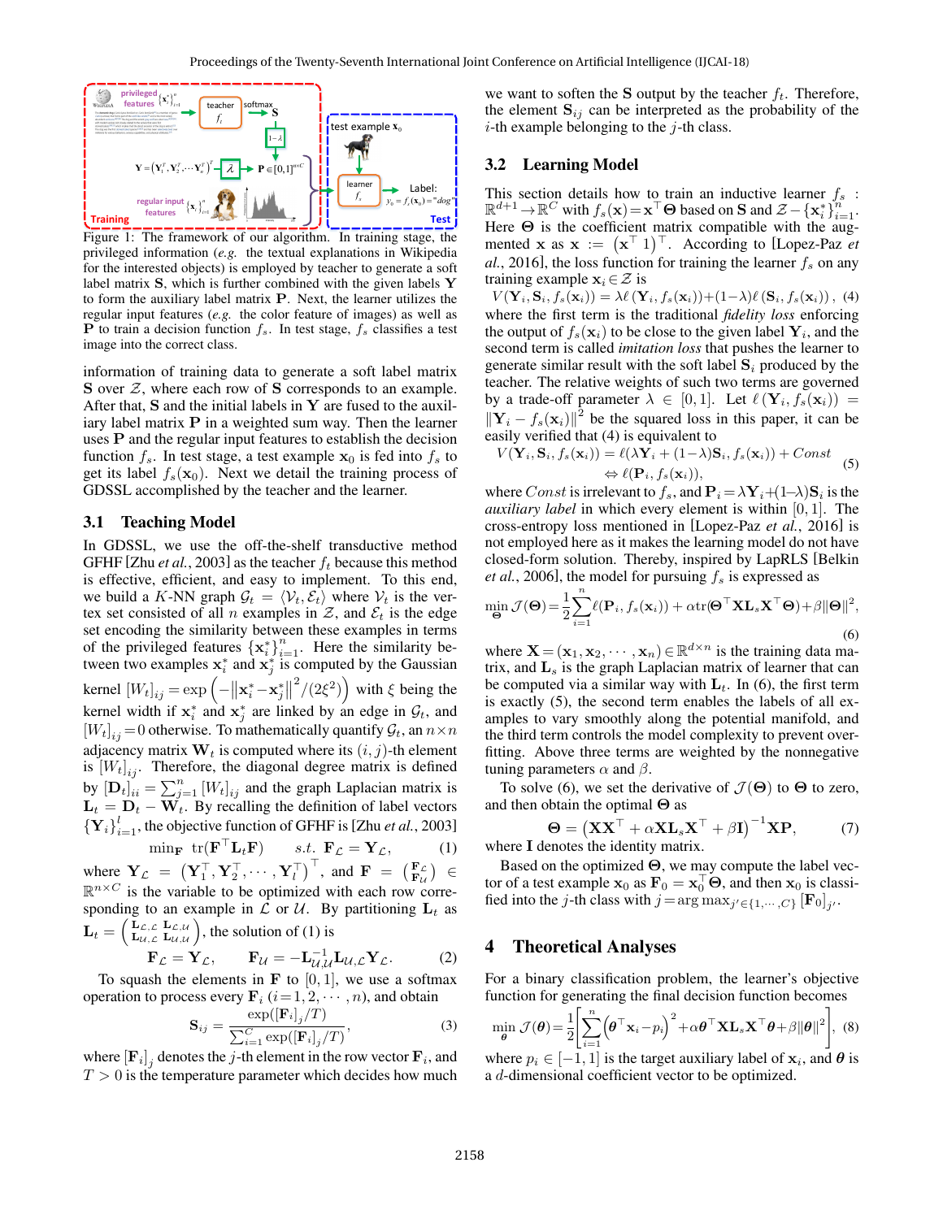Figure 1: The framework of our algorithm. In training stage, the privileged information (*e.g.* the textual explanations in Wikipedia for the interested objects) is employed by teacher to generate a soft label matrix $\mathbf{S}$, which is further combined with the given labels $\mathbf{Y}$ to form the auxiliary label matrix $\mathbf{P}$. Next, the learner utilizes the regular input features (*e.g.* the color feature of images) as well as $\mathbf{P}$ to train a decision function $f_s$. In test stage, $f_s$ classifies a test image into the correct class.

information of training data to generate a soft label matrix $\mathbf{S}$ over $\mathcal{Z}$, where each row of $\mathbf{S}$ corresponds to an example. After that, $\mathbf{S}$ and the initial labels in $\mathbf{Y}$ are fused to the auxiliary label matrix $\mathbf{P}$ in a weighted sum way. Then the learner uses $\mathbf{P}$ and the regular input features to establish the decision function $f_s$. In test stage, a test example $\mathbf{x}_0$ is fed into $f_s$ to get its label $f_s(\mathbf{x}_0)$. Next we detail the training process of GDSSL accomplished by the teacher and the learner.

### 3.1 Teaching Model

In GDSSL, we use the off-the-shelf transductive method GFHF [Zhu *et al.*, 2003] as the teacher $f_t$ because this method is effective, efficient, and easy to implement. To this end, we build a $K$-NN graph $\mathcal{G}_t = \langle \mathcal{V}_t, \mathcal{E}_t \rangle$ where $\mathcal{V}_t$ is the vertex set consisted of all $n$ examples in $\mathcal{Z}$, and $\mathcal{E}_t$ is the edge set encoding the similarity between these examples in terms of the privileged features $\{\mathbf{x}_i^*\}_{i=1}^n$. Here the similarity between two examples $\mathbf{x}_i^*$ and $\mathbf{x}_j^*$ is computed by the Gaussian kernel $[W_t]_{ij} = \exp\left(-\left\|\mathbf{x}_i^* - \mathbf{x}_j^*\right\|^2/(2\xi^2)\right)$ with $\xi$ being the kernel width if $\mathbf{x}_i^*$ and $\mathbf{x}_j^*$ are linked by an edge in $\mathcal{G}_t$, and $[W_t]_{ij} = 0$ otherwise. To mathematically quantify $\mathcal{G}_t$, an $n \times n$ adjacency matrix $\mathbf{W}_t$ is computed where its $(i,j)$-th element is $[W_t]_{ij}$. Therefore, the diagonal degree matrix is defined by $[\mathbf{D}_t]_{ii} = \sum_{j=1}^n [W_t]_{ij}$ and the graph Laplacian matrix is $\mathbf{L}_t = \mathbf{D}_t - \mathbf{W}_t$. By recalling the definition of label vectors $\{\mathbf{Y}_i\}_{i=1}^l$, the objective function of GFHF is [Zhu *et al.*, 2003]

$$\min_{\mathbf{F}} \ \mathrm{tr}(\mathbf{F}^\top \mathbf{L}_t \mathbf{F}) \quad s.t. \ \mathbf{F}_{\mathcal{L}} = \mathbf{Y}_{\mathcal{L}}, \tag{1}$$

where $\mathbf{Y}_{\mathcal{L}} = \left(\mathbf{Y}_1^\top, \mathbf{Y}_2^\top, \cdots, \mathbf{Y}_l^\top\right)^\top$, and $\mathbf{F} = \begin{pmatrix} \mathbf{F}_{\mathcal{L}} \\ \mathbf{F}_{\mathcal{U}} \end{pmatrix} \in \mathbb{R}^{n \times C}$ is the variable to be optimized with each row corresponding to an example in $\mathcal{L}$ or $\mathcal{U}$. By partitioning $\mathbf{L}_t$ as $\mathbf{L}_t = \begin{pmatrix} \mathbf{L}_{\mathcal{L},\mathcal{L}} & \mathbf{L}_{\mathcal{L},\mathcal{U}} \\ \mathbf{L}_{\mathcal{U},\mathcal{L}} & \mathbf{L}_{\mathcal{U},\mathcal{U}} \end{pmatrix}$, the solution of (1) is

$$\mathbf{F}_{\mathcal{L}} = \mathbf{Y}_{\mathcal{L}}, \qquad \mathbf{F}_{\mathcal{U}} = -\mathbf{L}_{\mathcal{U},\mathcal{U}}^{-1} \mathbf{L}_{\mathcal{U},\mathcal{L}} \mathbf{Y}_{\mathcal{L}}. \tag{2}$$

To squash the elements in $\mathbf{F}$ to $[0,1]$, we use a softmax operation to process every $\mathbf{F}_i$ $(i = 1, 2, \cdots, n)$, and obtain

$$\mathbf{S}_{ij} = \frac{\exp([\mathbf{F}_i]_j / T)}{\sum_{i=1}^C \exp([\mathbf{F}_i]_j / T)}, \tag{3}$$

where $[\mathbf{F}_i]_j$ denotes the $j$-th element in the row vector $\mathbf{F}_i$, and $T > 0$ is the temperature parameter which decides how much we want to soften the $\mathbf{S}$ output by the teacher $f_t$. Therefore, the element $\mathbf{S}_{ij}$ can be interpreted as the probability of the $i$-th example belonging to the $j$-th class.

### 3.2 Learning Model

This section details how to train an inductive learner $f_s : \mathbb{R}^{d+1} \to \mathbb{R}^C$ with $f_s(\mathbf{x}) = \mathbf{x}^\top \mathbf{\Theta}$ based on $\mathbf{S}$ and $\mathcal{Z} - \{\mathbf{x}_i^*\}_{i=1}^n$. Here $\mathbf{\Theta}$ is the coefficient matrix compatible with the augmented $\mathbf{x}$ as $\mathbf{x} := \left(\mathbf{x}^\top \ 1\right)^\top$. According to [Lopez-Paz *et al.*, 2016], the loss function for training the learner $f_s$ on any training example $\mathbf{x}_i \in \mathcal{Z}$ is

$$V(\mathbf{Y}_i, \mathbf{S}_i, f_s(\mathbf{x}_i)) = \lambda \ell(\mathbf{Y}_i, f_s(\mathbf{x}_i)) + (1-\lambda)\ell(\mathbf{S}_i, f_s(\mathbf{x}_i)), \tag{4}$$

where the first term is the traditional *fidelity loss* enforcing the output of $f_s(\mathbf{x}_i)$ to be close to the given label $\mathbf{Y}_i$, and the second term is called *imitation loss* that pushes the learner to generate similar result with the soft label $\mathbf{S}_i$ produced by the teacher. The relative weights of such two terms are governed by a trade-off parameter $\lambda \in [0,1]$. Let $\ell(\mathbf{Y}_i, f_s(\mathbf{x}_i)) = \|\mathbf{Y}_i - f_s(\mathbf{x}_i)\|^2$ be the squared loss in this paper, it can be easily verified that (4) is equivalent to

$$\begin{aligned} V(\mathbf{Y}_i, \mathbf{S}_i, f_s(\mathbf{x}_i)) &= \ell(\lambda \mathbf{Y}_i + (1-\lambda)\mathbf{S}_i, f_s(\mathbf{x}_i)) + Const \\ &\Leftrightarrow \ell(\mathbf{P}_i, f_s(\mathbf{x}_i)), \end{aligned} \tag{5}$$

where $Const$ is irrelevant to $f_s$, and $\mathbf{P}_i = \lambda \mathbf{Y}_i + (1-\lambda)\mathbf{S}_i$ is the *auxiliary label* in which every element is within $[0,1]$. The cross-entropy loss mentioned in [Lopez-Paz *et al.*, 2016] is not employed here as it makes the learning model do not have closed-form solution. Thereby, inspired by LapRLS [Belkin *et al.*, 2006], the model for pursuing $f_s$ is expressed as

$$\min_{\mathbf{\Theta}} \mathcal{J}(\mathbf{\Theta}) = \frac{1}{2}\sum_{i=1}^n \ell(\mathbf{P}_i, f_s(\mathbf{x}_i)) + \alpha \mathrm{tr}(\mathbf{\Theta}^\top \mathbf{X} \mathbf{L}_s \mathbf{X}^\top \mathbf{\Theta}) + \beta \|\mathbf{\Theta}\|^2, \tag{6}$$

where $\mathbf{X} = (\mathbf{x}_1, \mathbf{x}_2, \cdots, \mathbf{x}_n) \in \mathbb{R}^{d \times n}$ is the training data matrix, and $\mathbf{L}_s$ is the graph Laplacian matrix of learner that can be computed via a similar way with $\mathbf{L}_t$. In (6), the first term is exactly (5), the second term enables the labels of all examples to vary smoothly along the potential manifold, and the third term controls the model complexity to prevent overfitting. Above three terms are weighted by the nonnegative tuning parameters $\alpha$ and $\beta$.

To solve (6), we set the derivative of $\mathcal{J}(\mathbf{\Theta})$ to $\mathbf{\Theta}$ to zero, and then obtain the optimal $\mathbf{\Theta}$ as

$$\mathbf{\Theta} = \left(\mathbf{X}\mathbf{X}^\top + \alpha \mathbf{X} \mathbf{L}_s \mathbf{X}^\top + \beta \mathbf{I}\right)^{-1} \mathbf{X}\mathbf{P}, \tag{7}$$

where $\mathbf{I}$ denotes the identity matrix.

Based on the optimized $\mathbf{\Theta}$, we may compute the label vector of a test example $\mathbf{x}_0$ as $\mathbf{F}_0 = \mathbf{x}_0^\top \mathbf{\Theta}$, and then $\mathbf{x}_0$ is classified into the $j$-th class with $j = \arg\max_{j' \in \{1, \cdots, C\}} [\mathbf{F}_0]_{j'}$.

## 4 Theoretical Analyses

For a binary classification problem, the learner's objective function for generating the final decision function becomes

$$\min_{\boldsymbol{\theta}} \mathcal{J}(\boldsymbol{\theta}) = \frac{1}{2}\left[\sum_{i=1}^n \left(\boldsymbol{\theta}^\top \mathbf{x}_i - p_i\right)^2 + \alpha \boldsymbol{\theta}^\top \mathbf{X} \mathbf{L}_s \mathbf{X}^\top \boldsymbol{\theta} + \beta \|\boldsymbol{\theta}\|^2\right], \tag{8}$$

where $p_i \in [-1, 1]$ is the target auxiliary label of $\mathbf{x}_i$, and $\boldsymbol{\theta}$ is a $d$-dimensional coefficient vector to be optimized.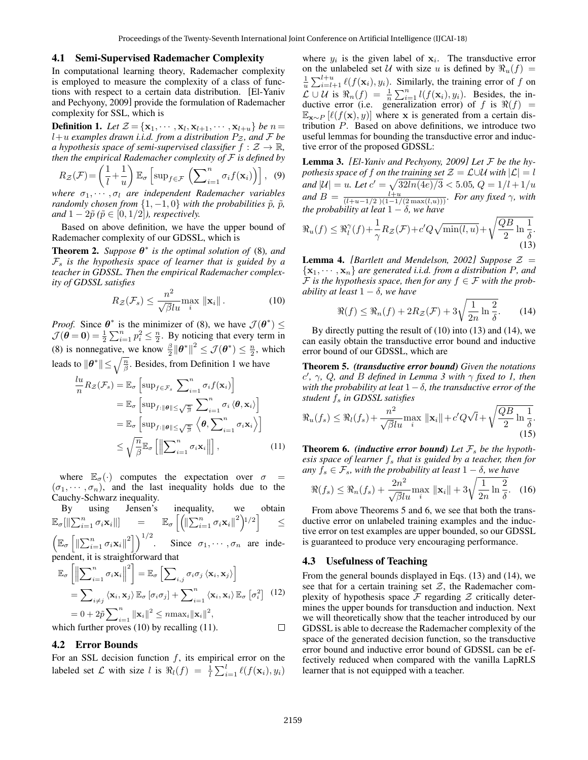### 4.1 Semi-Supervised Rademacher Complexity

In computational learning theory, Rademacher complexity is employed to measure the complexity of a class of functions with respect to a certain data distribution. [El-Yaniv and Pechyony, 2009] provide the formulation of Rademacher complexity for SSL, which is

**Definition 1.** *Let $\mathcal{Z}=\{\mathbf{x}_1,\cdots,\mathbf{x}_l,\mathbf{x}_{l+1},\cdots,\mathbf{x}_{l+u}\}$ be $n=l+u$ examples drawn i.i.d. from a distribution $P_{\mathcal{Z}}$, and $\mathcal{F}$ be a hypothesis space of semi-supervised classifier $f:\mathcal{Z}\rightarrow\mathbb{R}$, then the empirical Rademacher complexity of $\mathcal{F}$ is defined by*

$$R_{\mathcal{Z}}(\mathcal{F})=\left(\frac{1}{l}+\frac{1}{u}\right)\mathbb{E}_\sigma\left[\sup\nolimits_{f\in\mathcal{F}}\left(\sum\nolimits_{i=1}^n\sigma_i f(\mathbf{x}_i)\right)\right],\quad(9)$$

*where $\sigma_1,\cdots,\sigma_l$ are independent Rademacher variables randomly chosen from $\{1,-1,0\}$ with the probabilities $\tilde{p}$, $\tilde{p}$, and $1-2\tilde{p}$ ($\tilde{p}\in[0,1/2]$), respectively.*

Based on above definition, we have the upper bound of Rademacher complexity of our GDSSL, which is

**Theorem 2.** *Suppose $\boldsymbol{\theta}^*$ is the optimal solution of* (8)*, and $\mathcal{F}_s$ is the hypothesis space of learner that is guided by a teacher in GDSSL. Then the empirical Rademacher complexity of GDSSL satisfies*

$$R_{\mathcal{Z}}(\mathcal{F}_s)\leq\frac{n^2}{\sqrt{\beta}lu}\max_i\|\mathbf{x}_i\|.\quad(10)$$

*Proof.* Since $\boldsymbol{\theta}^*$ is the minimizer of (8), we have $\mathcal{J}(\boldsymbol{\theta}^*)\leq\mathcal{J}(\boldsymbol{\theta}=\mathbf{0})=\frac{1}{2}\sum_{i=1}^n p_i^2\leq\frac{n}{2}$. By noticing that every term in (8) is nonnegative, we know $\frac{\beta}{2}\|\boldsymbol{\theta}^*\|^2\leq\mathcal{J}(\boldsymbol{\theta}^*)\leq\frac{n}{2}$, which leads to $\|\boldsymbol{\theta}^*\|\leq\sqrt{\frac{n}{\beta}}$. Besides, from Definition 1 we have

$$\begin{aligned}\frac{lu}{n}R_{\mathcal{Z}}(\mathcal{F}_s)&=\mathbb{E}_\sigma\left[\sup\nolimits_{f\in\mathcal{F}_s}\sum\nolimits_{i=1}^n\sigma_i f(\mathbf{x}_i)\right]\\&=\mathbb{E}_\sigma\left[\sup\nolimits_{f:\|\boldsymbol{\theta}\|\leq\sqrt{\frac{n}{\beta}}}\sum\nolimits_{i=1}^n\sigma_i\langle\boldsymbol{\theta},\mathbf{x}_i\rangle\right]\\&=\mathbb{E}_\sigma\left[\sup\nolimits_{f:\|\boldsymbol{\theta}\|\leq\sqrt{\frac{n}{\beta}}}\left\langle\boldsymbol{\theta},\sum\nolimits_{i=1}^n\sigma_i\mathbf{x}_i\right\rangle\right]\\&\leq\sqrt{\frac{n}{\beta}}\mathbb{E}_\sigma\left[\left\|\sum\nolimits_{i=1}^n\sigma_i\mathbf{x}_i\right\|\right],\end{aligned}\quad(11)$$

where $\mathbb{E}_\sigma(\cdot)$ computes the expectation over $\sigma=(\sigma_1,\cdots,\sigma_n)$, and the last inequality holds due to the Cauchy-Schwarz inequality.

By using Jensen's inequality, we obtain $\mathbb{E}_\sigma[\|\sum_{i=1}^n\sigma_i\mathbf{x}_i\|]=\mathbb{E}_\sigma\left[\left(\|\sum_{i=1}^n\sigma_i\mathbf{x}_i\|^2\right)^{1/2}\right]\leq\left(\mathbb{E}_\sigma\left[\|\sum_{i=1}^n\sigma_i\mathbf{x}_i\|^2\right]\right)^{1/2}$. Since $\sigma_1,\cdots,\sigma_n$ are independent, it is straightforward that

$$\begin{aligned}\mathbb{E}_\sigma\left[\left\|\sum\nolimits_{i=1}^n\sigma_i\mathbf{x}_i\right\|^2\right]&=\mathbb{E}_\sigma\left[\sum\nolimits_{i,j}\sigma_i\sigma_j\langle\mathbf{x}_i,\mathbf{x}_j\rangle\right]\\&=\sum\nolimits_{i\neq j}\langle\mathbf{x}_i,\mathbf{x}_j\rangle\mathbb{E}_\sigma[\sigma_i\sigma_j]+\sum\nolimits_{i=1}^n\langle\mathbf{x}_i,\mathbf{x}_i\rangle\mathbb{E}_\sigma[\sigma_i^2]\\&=0+2\tilde{p}\sum\nolimits_{i=1}^n\|\mathbf{x}_i\|^2\leq n\max_i\|\mathbf{x}_i\|^2,\end{aligned}\quad(12)$$

which further proves (10) by recalling (11). □

### 4.2 Error Bounds

For an SSL decision function $f$, its empirical error on the labeled set $\mathcal{L}$ with size $l$ is $\Re_l(f)=\frac{1}{l}\sum_{i=1}^l\ell(f(\mathbf{x}_i),y_i)$ where $y_i$ is the given label of $\mathbf{x}_i$. The transductive error on the unlabeled set $\mathcal{U}$ with size $u$ is defined by $\Re_u(f)=\frac{1}{u}\sum_{i=l+1}^{l+u}\ell(f(\mathbf{x}_i),y_i)$. Similarly, the training error of $f$ on $\mathcal{L}\cup\mathcal{U}$ is $\Re_n(f)=\frac{1}{n}\sum_{i=1}^n l(f(\mathbf{x}_i),y_i)$. Besides, the inductive error (i.e. generalization error) of $f$ is $\Re(f)=\mathbb{E}_{\mathbf{x}\sim P}[\ell(f(\mathbf{x}),y)]$ where $\mathbf{x}$ is generated from a certain distribution $P$. Based on above definitions, we introduce two useful lemmas for bounding the transductive error and inductive error of the proposed GDSSL:

**Lemma 3.** *[El-Yaniv and Pechyony, 2009] Let $\mathcal{F}$ be the hypothesis space of $f$ on the training set $\mathcal{Z}=\mathcal{L}\cup\mathcal{U}$ with $|\mathcal{L}|=l$ and $|\mathcal{U}|=u$. Let $c'=\sqrt{32ln(4e)/3}<5.05$, $Q=1/l+1/u$ and $B=\frac{l+u}{(l+u-1/2)(1-1/(2\max(l,u)))}$. For any fixed $\gamma$, with the probability at leat $1-\delta$, we have*

$$\Re_u(f)\leq\Re_l^\gamma(f)+\frac{1}{\gamma}R_{\mathcal{Z}}(\mathcal{F})+c'Q\sqrt{\min(l,u)}+\sqrt{\frac{QB}{2}\ln\frac{1}{\delta}}.\quad(13)$$

**Lemma 4.** *[Bartlett and Mendelson, 2002] Suppose $\mathcal{Z}=\{\mathbf{x}_1,\cdots,\mathbf{x}_n\}$ are generated i.i.d. from a distribution $P$, and $\mathcal{F}$ is the hypothesis space, then for any $f\in\mathcal{F}$ with the probability at least $1-\delta$, we have*

$$\Re(f)\leq\Re_n(f)+2R_{\mathcal{Z}}(\mathcal{F})+3\sqrt{\frac{1}{2n}\ln\frac{2}{\delta}}.\quad(14)$$

By directly putting the result of (10) into (13) and (14), we can easily obtain the transductive error bound and inductive error bound of our GDSSL, which are

**Theorem 5.** ***(transductive error bound)*** *Given the notations $c'$, $\gamma$, $Q$, and $B$ defined in Lemma 3 with $\gamma$ fixed to 1, then with the probability at leat $1-\delta$, the transductive error of the student $f_s$ in GDSSL satisfies*

$$\Re_u(f_s)\leq\Re_l(f_s)+\frac{n^2}{\sqrt{\beta}lu}\max_i\|\mathbf{x}_i\|+c'Q\sqrt{l}+\sqrt{\frac{QB}{2}\ln\frac{1}{\delta}}.\quad(15)$$

**Theorem 6.** ***(inductive error bound)*** *Let $\mathcal{F}_s$ be the hypothesis space of learner $f_s$ that is guided by a teacher, then for any $f_s\in\mathcal{F}_s$, with the probability at least $1-\delta$, we have*

$$\Re(f_s)\leq\Re_n(f_s)+\frac{2n^2}{\sqrt{\beta}lu}\max_i\|\mathbf{x}_i\|+3\sqrt{\frac{1}{2n}\ln\frac{2}{\delta}}.\quad(16)$$

From above Theorems 5 and 6, we see that both the transductive error on unlabeled training examples and the inductive error on test examples are upper bounded, so our GDSSL is guaranteed to produce very encouraging performance.

### 4.3 Usefulness of Teaching

From the general bounds displayed in Eqs. (13) and (14), we see that for a certain training set $\mathcal{Z}$, the Rademacher complexity of hypothesis space $\mathcal{F}$ regarding $\mathcal{Z}$ critically determines the upper bounds for transduction and induction. Next we will theoretically show that the teacher introduced by our GDSSL is able to decrease the Rademacher complexity of the space of the generated decision function, so the transductive error bound and inductive error bound of GDSSL can be effectively reduced when compared with the vanilla LapRLS learner that is not equipped with a teacher.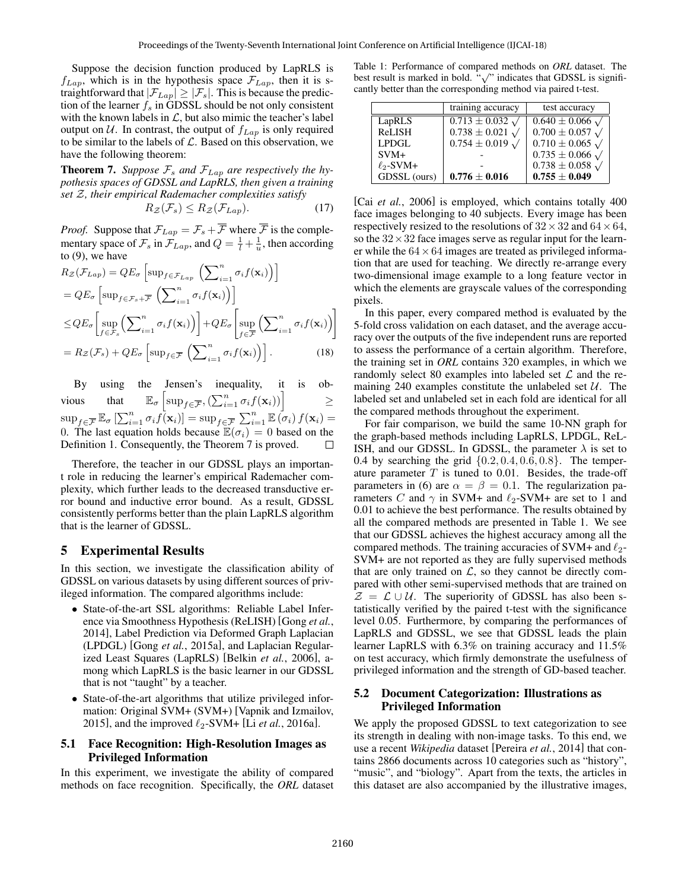Suppose the decision function produced by LapRLS is $f_{Lap}$, which is in the hypothesis space $\mathcal{F}_{Lap}$, then it is straightforward that $|\mathcal{F}_{Lap}| \geq |\mathcal{F}_s|$. This is because the prediction of the learner $f_s$ in GDSSL should be not only consistent with the known labels in $\mathcal{L}$, but also mimic the teacher's label output on $\mathcal{U}$. In contrast, the output of $f_{Lap}$ is only required to be similar to the labels of $\mathcal{L}$. Based on this observation, we have the following theorem:

**Theorem 7.** *Suppose $\mathcal{F}_s$ and $\mathcal{F}_{Lap}$ are respectively the hypothesis spaces of GDSSL and LapRLS, then given a training set $\mathcal{Z}$, their empirical Rademacher complexities satisfy*

$$R_{\mathcal{Z}}(\mathcal{F}_s) \leq R_{\mathcal{Z}}(\mathcal{F}_{Lap}). \tag{17}$$

*Proof.* Suppose that $\mathcal{F}_{Lap} = \mathcal{F}_s + \overline{\mathcal{F}}$ where $\overline{\mathcal{F}}$ is the complementary space of $\mathcal{F}_s$ in $\mathcal{F}_{Lap}$, and $Q = \frac{1}{l} + \frac{1}{u}$, then according to (9), we have

$$\begin{aligned}
&R_{\mathcal{Z}}(\mathcal{F}_{Lap}) = QE_\sigma \left[\sup\nolimits_{f \in \mathcal{F}_{Lap}} \left(\sum\nolimits_{i=1}^n \sigma_i f(\mathbf{x}_i)\right)\right] \\
&= QE_\sigma \left[\sup\nolimits_{f \in \mathcal{F}_s + \overline{\mathcal{F}}} \left(\sum\nolimits_{i=1}^n \sigma_i f(\mathbf{x}_i)\right)\right] \\
&\leq QE_\sigma \left[\sup_{f \in \mathcal{F}_s} \left(\sum\nolimits_{i=1}^n \sigma_i f(\mathbf{x}_i)\right)\right] + QE_\sigma \left[\sup_{f \in \overline{\mathcal{F}}} \left(\sum\nolimits_{i=1}^n \sigma_i f(\mathbf{x}_i)\right)\right] \\
&= R_{\mathcal{Z}}(\mathcal{F}_s) + QE_\sigma \left[\sup\nolimits_{f \in \overline{\mathcal{F}}} \left(\sum\nolimits_{i=1}^n \sigma_i f(\mathbf{x}_i)\right)\right].
\end{aligned} \tag{18}$$

By using the Jensen's inequality, it is obvious that $\mathbb{E}_\sigma \left[\sup_{f \in \overline{\mathcal{F}}}, (\sum_{i=1}^n \sigma_i f(\mathbf{x}_i))\right] \geq \sup_{f \in \overline{\mathcal{F}}} \mathbb{E}_\sigma \left[\sum_{i=1}^n \sigma_i f(\mathbf{x}_i)\right] = \sup_{f \in \overline{\mathcal{F}}} \sum_{i=1}^n \mathbb{E}(\sigma_i) f(\mathbf{x}_i) = 0$. The last equation holds because $\mathbb{E}(\sigma_i) = 0$ based on the Definition 1. Consequently, the Theorem 7 is proved. □

Therefore, the teacher in our GDSSL plays an important role in reducing the learner's empirical Rademacher complexity, which further leads to the decreased transductive error bound and inductive error bound. As a result, GDSSL consistently performs better than the plain LapRLS algorithm that is the learner of GDSSL.

## 5 Experimental Results

In this section, we investigate the classification ability of GDSSL on various datasets by using different sources of privileged information. The compared algorithms include:

- State-of-the-art SSL algorithms: Reliable Label Inference via Smoothness Hypothesis (ReLISH) [Gong *et al.*, 2014], Label Prediction via Deformed Graph Laplacian (LPDGL) [Gong *et al.*, 2015a], and Laplacian Regularized Least Squares (LapRLS) [Belkin *et al.*, 2006], among which LapRLS is the basic learner in our GDSSL that is not "taught" by a teacher.
- State-of-the-art algorithms that utilize privileged information: Original SVM+ (SVM+) [Vapnik and Izmailov, 2015], and the improved $\ell_2$-SVM+ [Li *et al.*, 2016a].

### 5.1 Face Recognition: High-Resolution Images as Privileged Information

In this experiment, we investigate the ability of compared methods on face recognition. Specifically, the *ORL* dataset [Cai *et al.*, 2006] is employed, which contains totally 400 face images belonging to 40 subjects. Every image has been respectively resized to the resolutions of $32 \times 32$ and $64 \times 64$, so the $32 \times 32$ face images serve as regular input for the learner while the $64 \times 64$ images are treated as privileged information that are used for teaching. We directly re-arrange every two-dimensional image example to a long feature vector in which the elements are grayscale values of the corresponding pixels.

Table 1: Performance of compared methods on *ORL* dataset. The best result is marked in bold. "√" indicates that GDSSL is significantly better than the corresponding method via paired t-test.

| | training accuracy | test accuracy |
|---|---|---|
| LapRLS | $0.713 \pm 0.032$ √ | $0.640 \pm 0.066$ √ |
| ReLISH | $0.738 \pm 0.021$ √ | $0.700 \pm 0.057$ √ |
| LPDGL | $0.754 \pm 0.019$ √ | $0.710 \pm 0.065$ √ |
| SVM+ | - | $0.735 \pm 0.066$ √ |
| $\ell_2$-SVM+ | - | $0.738 \pm 0.058$ √ |
| GDSSL (ours) | $\mathbf{0.776 \pm 0.016}$ | $\mathbf{0.755 \pm 0.049}$ |

In this paper, every compared method is evaluated by the 5-fold cross validation on each dataset, and the average accuracy over the outputs of the five independent runs are reported to assess the performance of a certain algorithm. Therefore, the training set in *ORL* contains 320 examples, in which we randomly select 80 examples into labeled set $\mathcal{L}$ and the remaining 240 examples constitute the unlabeled set $\mathcal{U}$. The labeled set and unlabeled set in each fold are identical for all the compared methods throughout the experiment.

For fair comparison, we build the same 10-NN graph for the graph-based methods including LapRLS, LPDGL, ReLISH, and our GDSSL. In GDSSL, the parameter $\lambda$ is set to 0.4 by searching the grid $\{0.2, 0.4, 0.6, 0.8\}$. The temperature parameter $T$ is tuned to 0.01. Besides, the trade-off parameters in (6) are $\alpha = \beta = 0.1$. The regularization parameters $C$ and $\gamma$ in SVM+ and $\ell_2$-SVM+ are set to 1 and 0.01 to achieve the best performance. The results obtained by all the compared methods are presented in Table 1. We see that our GDSSL achieves the highest accuracy among all the compared methods. The training accuracies of SVM+ and $\ell_2$-SVM+ are not reported as they are fully supervised methods that are only trained on $\mathcal{L}$, so they cannot be directly compared with other semi-supervised methods that are trained on $\mathcal{Z} = \mathcal{L} \cup \mathcal{U}$. The superiority of GDSSL has also been statistically verified by the paired t-test with the significance level 0.05. Furthermore, by comparing the performances of LapRLS and GDSSL, we see that GDSSL leads the plain learner LapRLS with 6.3% on training accuracy and 11.5% on test accuracy, which firmly demonstrate the usefulness of privileged information and the strength of GD-based teacher.

### 5.2 Document Categorization: Illustrations as Privileged Information

We apply the proposed GDSSL to text categorization to see its strength in dealing with non-image tasks. To this end, we use a recent *Wikipedia* dataset [Pereira *et al.*, 2014] that contains 2866 documents across 10 categories such as "history", "music", and "biology". Apart from the texts, the articles in this dataset are also accompanied by the illustrative images,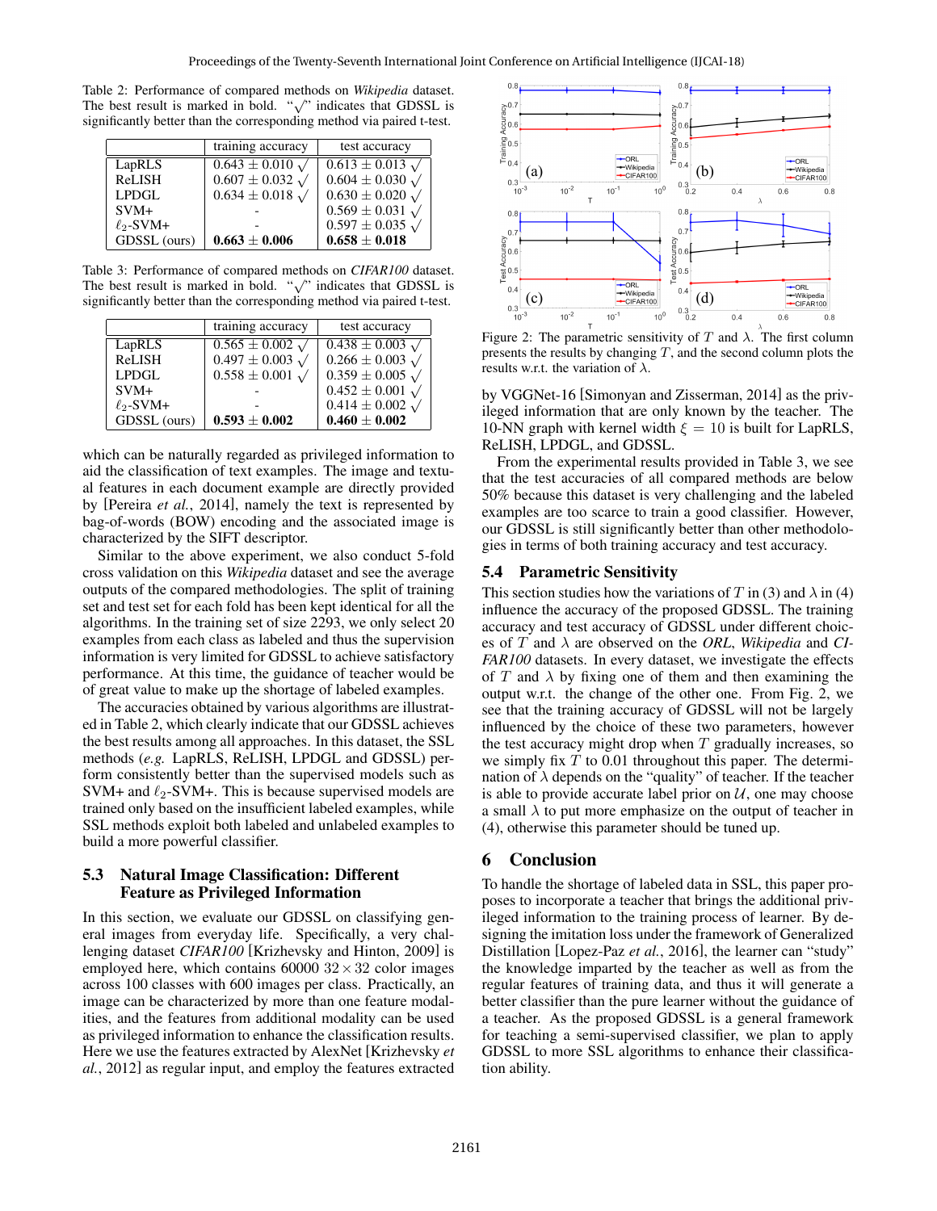Table 2: Performance of compared methods on *Wikipedia* dataset. The best result is marked in bold. "$\surd$" indicates that GDSSL is significantly better than the corresponding method via paired t-test.

| | training accuracy | test accuracy |
|---|---|---|
| LapRLS | $0.643 \pm 0.010$ $\surd$ | $0.613 \pm 0.013$ $\surd$ |
| ReLISH | $0.607 \pm 0.032$ $\surd$ | $0.604 \pm 0.030$ $\surd$ |
| LPDGL | $0.634 \pm 0.018$ $\surd$ | $0.630 \pm 0.020$ $\surd$ |
| SVM+ | - | $0.569 \pm 0.031$ $\surd$ |
| $\ell_2$-SVM+ | - | $0.597 \pm 0.035$ $\surd$ |
| GDSSL (ours) | $\mathbf{0.663 \pm 0.006}$ | $\mathbf{0.658 \pm 0.018}$ |

Table 3: Performance of compared methods on *CIFAR100* dataset. The best result is marked in bold. "$\surd$" indicates that GDSSL is significantly better than the corresponding method via paired t-test.

| | training accuracy | test accuracy |
|---|---|---|
| LapRLS | $0.565 \pm 0.002$ $\surd$ | $0.438 \pm 0.003$ $\surd$ |
| ReLISH | $0.497 \pm 0.003$ $\surd$ | $0.266 \pm 0.003$ $\surd$ |
| LPDGL | $0.558 \pm 0.001$ $\surd$ | $0.359 \pm 0.005$ $\surd$ |
| SVM+ | - | $0.452 \pm 0.001$ $\surd$ |
| $\ell_2$-SVM+ | - | $0.414 \pm 0.002$ $\surd$ |
| GDSSL (ours) | $\mathbf{0.593 \pm 0.002}$ | $\mathbf{0.460 \pm 0.002}$ |

which can be naturally regarded as privileged information to aid the classification of text examples. The image and textual features in each document example are directly provided by [Pereira *et al.*, 2014], namely the text is represented by bag-of-words (BOW) encoding and the associated image is characterized by the SIFT descriptor.

Similar to the above experiment, we also conduct 5-fold cross validation on this *Wikipedia* dataset and see the average outputs of the compared methodologies. The split of training set and test set for each fold has been kept identical for all the algorithms. In the training set of size 2293, we only select 20 examples from each class as labeled and thus the supervision information is very limited for GDSSL to achieve satisfactory performance. At this time, the guidance of teacher would be of great value to make up the shortage of labeled examples.

The accuracies obtained by various algorithms are illustrated in Table 2, which clearly indicate that our GDSSL achieves the best results among all approaches. In this dataset, the SSL methods (*e.g.* LapRLS, ReLISH, LPDGL and GDSSL) perform consistently better than the supervised models such as SVM+ and $\ell_2$-SVM+. This is because supervised models are trained only based on the insufficient labeled examples, while SSL methods exploit both labeled and unlabeled examples to build a more powerful classifier.

### 5.3 Natural Image Classification: Different Feature as Privileged Information

In this section, we evaluate our GDSSL on classifying general images from everyday life. Specifically, a very challenging dataset *CIFAR100* [Krizhevsky and Hinton, 2009] is employed here, which contains 60000 $32 \times 32$ color images across 100 classes with 600 images per class. Practically, an image can be characterized by more than one feature modalities, and the features from additional modality can be used as privileged information to enhance the classification results. Here we use the features extracted by AlexNet [Krizhevsky *et al.*, 2012] as regular input, and employ the features extracted by VGGNet-16 [Simonyan and Zisserman, 2014] as the privileged information that are only known by the teacher. The 10-NN graph with kernel width $\xi = 10$ is built for LapRLS, ReLISH, LPDGL, and GDSSL.

From the experimental results provided in Table 3, we see that the test accuracies of all compared methods are below 50% because this dataset is very challenging and the labeled examples are too scarce to train a good classifier. However, our GDSSL is still significantly better than other methodologies in terms of both training accuracy and test accuracy.

Figure 2: The parametric sensitivity of $T$ and $\lambda$. The first column presents the results by changing $T$, and the second column plots the results w.r.t. the variation of $\lambda$.

### 5.4 Parametric Sensitivity

This section studies how the variations of $T$ in (3) and $\lambda$ in (4) influence the accuracy of the proposed GDSSL. The training accuracy and test accuracy of GDSSL under different choices of $T$ and $\lambda$ are observed on the *ORL*, *Wikipedia* and *CIFAR100* datasets. In every dataset, we investigate the effects of $T$ and $\lambda$ by fixing one of them and then examining the output w.r.t. the change of the other one. From Fig. 2, we see that the training accuracy of GDSSL will not be largely influenced by the choice of these two parameters, however the test accuracy might drop when $T$ gradually increases, so we simply fix $T$ to 0.01 throughout this paper. The determination of $\lambda$ depends on the "quality" of teacher. If the teacher is able to provide accurate label prior on $\mathcal{U}$, one may choose a small $\lambda$ to put more emphasize on the output of teacher in (4), otherwise this parameter should be tuned up.

## 6 Conclusion

To handle the shortage of labeled data in SSL, this paper proposes to incorporate a teacher that brings the additional privileged information to the training process of learner. By designing the imitation loss under the framework of Generalized Distillation [Lopez-Paz *et al.*, 2016], the learner can "study" the knowledge imparted by the teacher as well as from the regular features of training data, and thus it will generate a better classifier than the pure learner without the guidance of a teacher. As the proposed GDSSL is a general framework for teaching a semi-supervised classifier, we plan to apply GDSSL to more SSL algorithms to enhance their classification ability.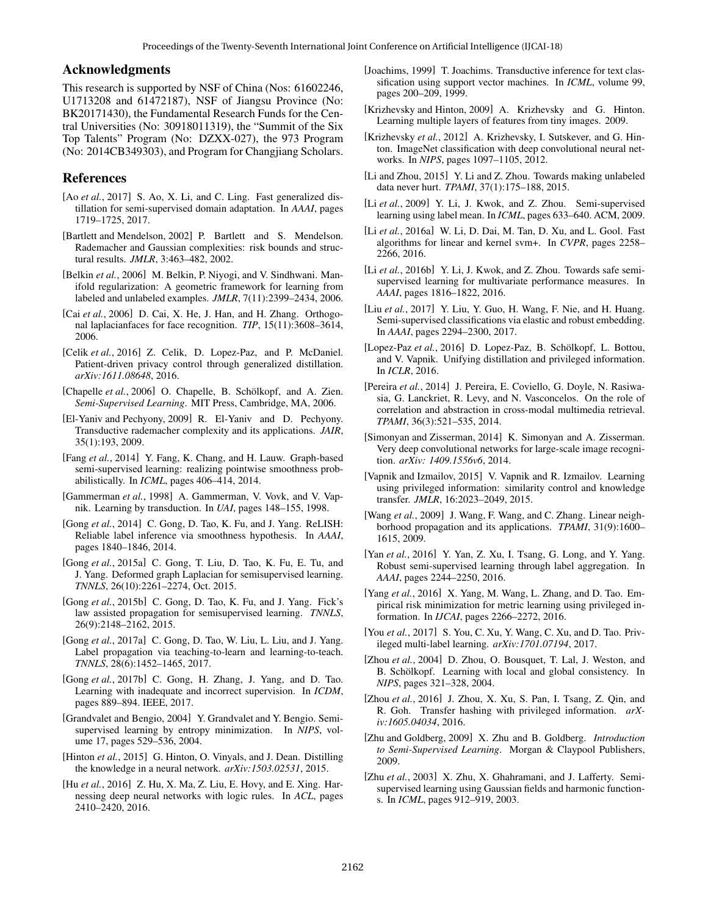## Acknowledgments

This research is supported by NSF of China (Nos: 61602246, U1713208 and 61472187), NSF of Jiangsu Province (No: BK20171430), the Fundamental Research Funds for the Central Universities (No: 30918011319), the "Summit of the Six Top Talents" Program (No: DZXX-027), the 973 Program (No: 2014CB349303), and Program for Changjiang Scholars.

## References

[Ao *et al.*, 2017] S. Ao, X. Li, and C. Ling. Fast generalized distillation for semi-supervised domain adaptation. In *AAAI*, pages 1719–1725, 2017.

[Bartlett and Mendelson, 2002] P. Bartlett and S. Mendelson. Rademacher and Gaussian complexities: risk bounds and structural results. *JMLR*, 3:463–482, 2002.

[Belkin *et al.*, 2006] M. Belkin, P. Niyogi, and V. Sindhwani. Manifold regularization: A geometric framework for learning from labeled and unlabeled examples. *JMLR*, 7(11):2399–2434, 2006.

[Cai *et al.*, 2006] D. Cai, X. He, J. Han, and H. Zhang. Orthogonal laplacianfaces for face recognition. *TIP*, 15(11):3608–3614, 2006.

[Celik *et al.*, 2016] Z. Celik, D. Lopez-Paz, and P. McDaniel. Patient-driven privacy control through generalized distillation. *arXiv:1611.08648*, 2016.

[Chapelle *et al.*, 2006] O. Chapelle, B. Schölkopf, and A. Zien. *Semi-Supervised Learning*. MIT Press, Cambridge, MA, 2006.

[El-Yaniv and Pechyony, 2009] R. El-Yaniv and D. Pechyony. Transductive rademacher complexity and its applications. *JAIR*, 35(1):193, 2009.

[Fang *et al.*, 2014] Y. Fang, K. Chang, and H. Lauw. Graph-based semi-supervised learning: realizing pointwise smoothness probabilistically. In *ICML*, pages 406–414, 2014.

[Gammerman *et al.*, 1998] A. Gammerman, V. Vovk, and V. Vapnik. Learning by transduction. In *UAI*, pages 148–155, 1998.

[Gong *et al.*, 2014] C. Gong, D. Tao, K. Fu, and J. Yang. ReLISH: Reliable label inference via smoothness hypothesis. In *AAAI*, pages 1840–1846, 2014.

[Gong *et al.*, 2015a] C. Gong, T. Liu, D. Tao, K. Fu, E. Tu, and J. Yang. Deformed graph Laplacian for semisupervised learning. *TNNLS*, 26(10):2261–2274, Oct. 2015.

[Gong *et al.*, 2015b] C. Gong, D. Tao, K. Fu, and J. Yang. Fick's law assisted propagation for semisupervised learning. *TNNLS*, 26(9):2148–2162, 2015.

[Gong *et al.*, 2017a] C. Gong, D. Tao, W. Liu, L. Liu, and J. Yang. Label propagation via teaching-to-learn and learning-to-teach. *TNNLS*, 28(6):1452–1465, 2017.

[Gong *et al.*, 2017b] C. Gong, H. Zhang, J. Yang, and D. Tao. Learning with inadequate and incorrect supervision. In *ICDM*, pages 889–894. IEEE, 2017.

[Grandvalet and Bengio, 2004] Y. Grandvalet and Y. Bengio. Semi-supervised learning by entropy minimization. In *NIPS*, volume 17, pages 529–536, 2004.

[Hinton *et al.*, 2015] G. Hinton, O. Vinyals, and J. Dean. Distilling the knowledge in a neural network. *arXiv:1503.02531*, 2015.

[Hu *et al.*, 2016] Z. Hu, X. Ma, Z. Liu, E. Hovy, and E. Xing. Harnessing deep neural networks with logic rules. In *ACL*, pages 2410–2420, 2016.

[Joachims, 1999] T. Joachims. Transductive inference for text classification using support vector machines. In *ICML*, volume 99, pages 200–209, 1999.

[Krizhevsky and Hinton, 2009] A. Krizhevsky and G. Hinton. Learning multiple layers of features from tiny images. 2009.

[Krizhevsky *et al.*, 2012] A. Krizhevsky, I. Sutskever, and G. Hinton. ImageNet classification with deep convolutional neural networks. In *NIPS*, pages 1097–1105, 2012.

[Li and Zhou, 2015] Y. Li and Z. Zhou. Towards making unlabeled data never hurt. *TPAMI*, 37(1):175–188, 2015.

[Li *et al.*, 2009] Y. Li, J. Kwok, and Z. Zhou. Semi-supervised learning using label mean. In *ICML*, pages 633–640. ACM, 2009.

[Li *et al.*, 2016a] W. Li, D. Dai, M. Tan, D. Xu, and L. Gool. Fast algorithms for linear and kernel svm+. In *CVPR*, pages 2258–2266, 2016.

[Li *et al.*, 2016b] Y. Li, J. Kwok, and Z. Zhou. Towards safe semi-supervised learning for multivariate performance measures. In *AAAI*, pages 1816–1822, 2016.

[Liu *et al.*, 2017] Y. Liu, Y. Guo, H. Wang, F. Nie, and H. Huang. Semi-supervised classifications via elastic and robust embedding. In *AAAI*, pages 2294–2300, 2017.

[Lopez-Paz *et al.*, 2016] D. Lopez-Paz, B. Schölkopf, L. Bottou, and V. Vapnik. Unifying distillation and privileged information. In *ICLR*, 2016.

[Pereira *et al.*, 2014] J. Pereira, E. Coviello, G. Doyle, N. Rasiwasia, G. Lanckriet, R. Levy, and N. Vasconcelos. On the role of correlation and abstraction in cross-modal multimedia retrieval. *TPAMI*, 36(3):521–535, 2014.

[Simonyan and Zisserman, 2014] K. Simonyan and A. Zisserman. Very deep convolutional networks for large-scale image recognition. *arXiv: 1409.1556v6*, 2014.

[Vapnik and Izmailov, 2015] V. Vapnik and R. Izmailov. Learning using privileged information: similarity control and knowledge transfer. *JMLR*, 16:2023–2049, 2015.

[Wang *et al.*, 2009] J. Wang, F. Wang, and C. Zhang. Linear neighborhood propagation and its applications. *TPAMI*, 31(9):1600–1615, 2009.

[Yan *et al.*, 2016] Y. Yan, Z. Xu, I. Tsang, G. Long, and Y. Yang. Robust semi-supervised learning through label aggregation. In *AAAI*, pages 2244–2250, 2016.

[Yang *et al.*, 2016] X. Yang, M. Wang, L. Zhang, and D. Tao. Empirical risk minimization for metric learning using privileged information. In *IJCAI*, pages 2266–2272, 2016.

[You *et al.*, 2017] S. You, C. Xu, Y. Wang, C. Xu, and D. Tao. Privileged multi-label learning. *arXiv:1701.07194*, 2017.

[Zhou *et al.*, 2004] D. Zhou, O. Bousquet, T. Lal, J. Weston, and B. Schölkopf. Learning with local and global consistency. In *NIPS*, pages 321–328, 2004.

[Zhou *et al.*, 2016] J. Zhou, X. Xu, S. Pan, I. Tsang, Z. Qin, and R. Goh. Transfer hashing with privileged information. *arXiv:1605.04034*, 2016.

[Zhu and Goldberg, 2009] X. Zhu and B. Goldberg. *Introduction to Semi-Supervised Learning*. Morgan & Claypool Publishers, 2009.

[Zhu *et al.*, 2003] X. Zhu, X. Ghahramani, and J. Lafferty. Semi-supervised learning using Gaussian fields and harmonic functions. In *ICML*, pages 912–919, 2003.